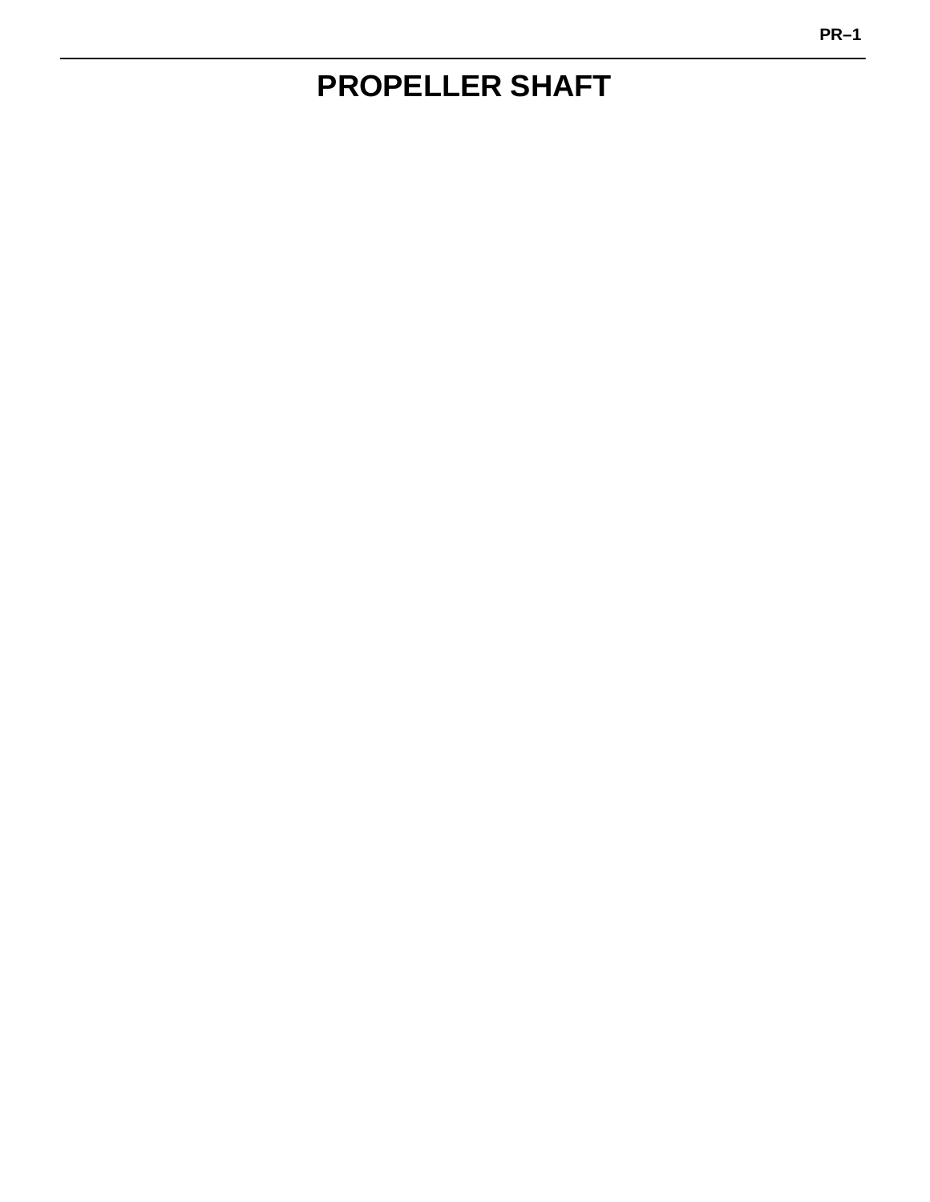# PROPELLER SHAFT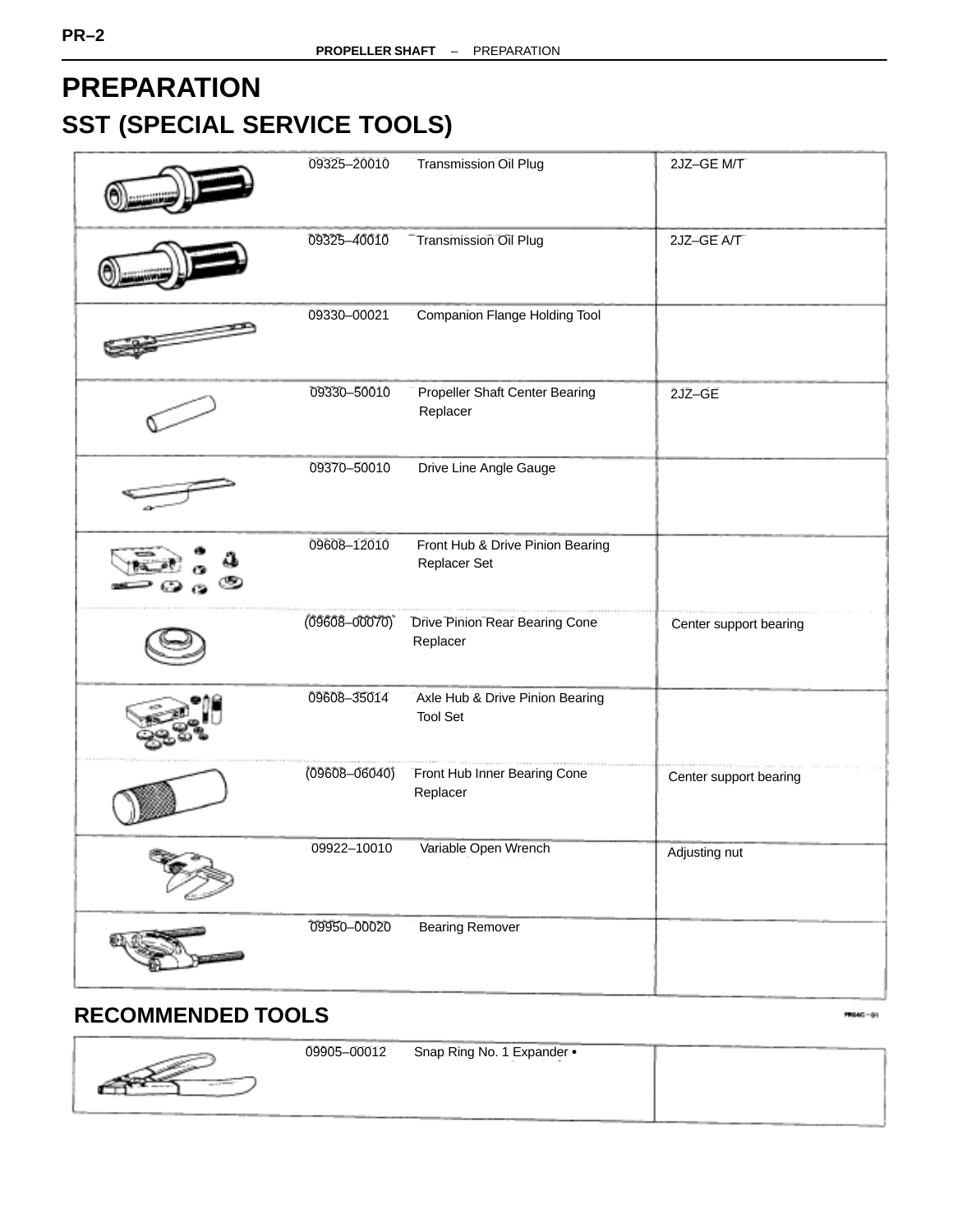# PREPARATION

## SST (SPECIAL SERVICE TOOLS)

| Tool No. | Name | Note |
|---|---|---|
| 09325–20010 | Transmission Oil Plug | 2JZ–GE M/T |
| 09325–40010 | Transmission Oil Plug | 2JZ–GE A/T |
| 09330–00021 | Companion Flange Holding Tool | |
| 09330–50010 | Propeller Shaft Center Bearing Replacer | 2JZ–GE |
| 09370–50010 | Drive Line Angle Gauge | |
| 09608–12010 | Front Hub & Drive Pinion Bearing Replacer Set | |
| (09608–00070) | Drive Pinion Rear Bearing Cone Replacer | Center support bearing |
| 09608–35014 | Axle Hub & Drive Pinion Bearing Tool Set | |
| (09608–06040) | Front Hub Inner Bearing Cone Replacer | Center support bearing |
| 09922–10010 | Variable Open Wrench | Adjusting nut |
| 09950–00020 | Bearing Remover | |

## RECOMMENDED TOOLS

| Tool No. | Name | Note |
|---|---|---|
| 09905–00012 | Snap Ring No. 1 Expander • | |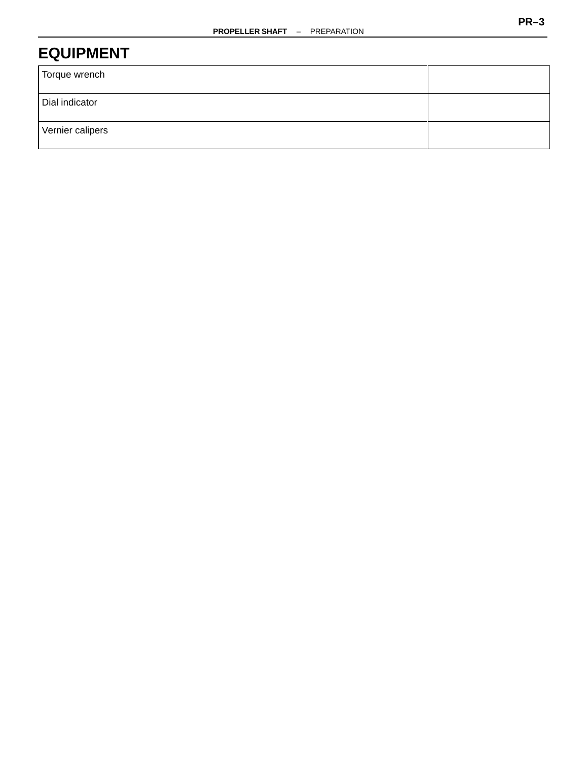# EQUIPMENT

| | |
|---|---|
| Torque wrench | |
| Dial indicator | |
| Vernier calipers | |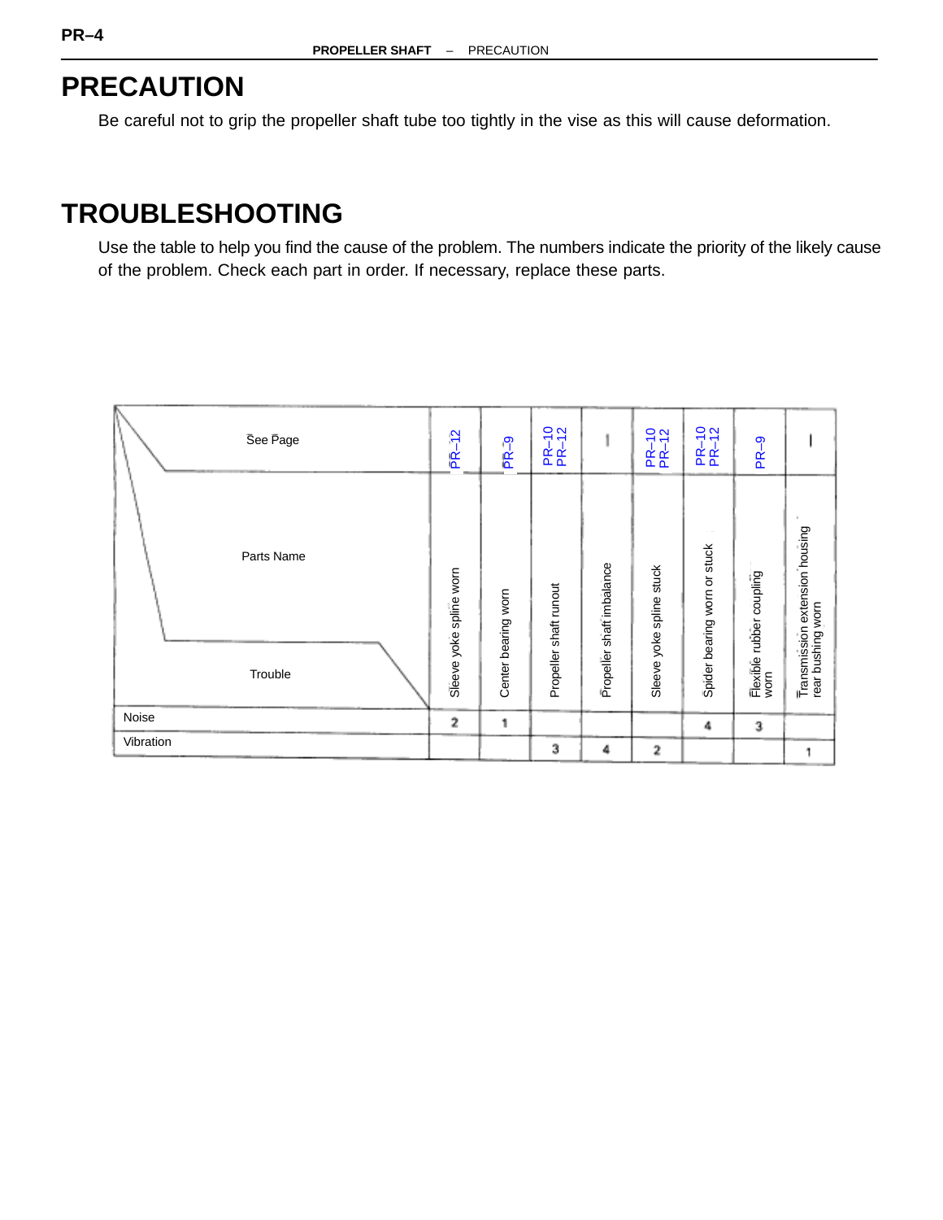# PRECAUTION

Be careful not to grip the propeller shaft tube too tightly in the vise as this will cause deformation.

# TROUBLESHOOTING

Use the table to help you find the cause of the problem. The numbers indicate the priority of the likely cause of the problem. Check each part in order. If necessary, replace these parts.

| See Page | PR–12 | PR–9 | PR–10 PR–12 | – | PR–10 PR–12 | PR–10 PR–12 | PR–9 | – |
|---|---|---|---|---|---|---|---|---|
| Parts Name / Trouble | Sleeve yoke spline worn | Center bearing worn | Propeller shaft runout | Propeller shaft imbalance | Sleeve yoke spline stuck | Spider bearing worn or stuck | Flexible rubber coupling worn | Transmission extension housing rear bushing worn |
| Noise | 2 | 1 | | | | 4 | 3 | |
| Vibration | | | 3 | 4 | 2 | | | 1 |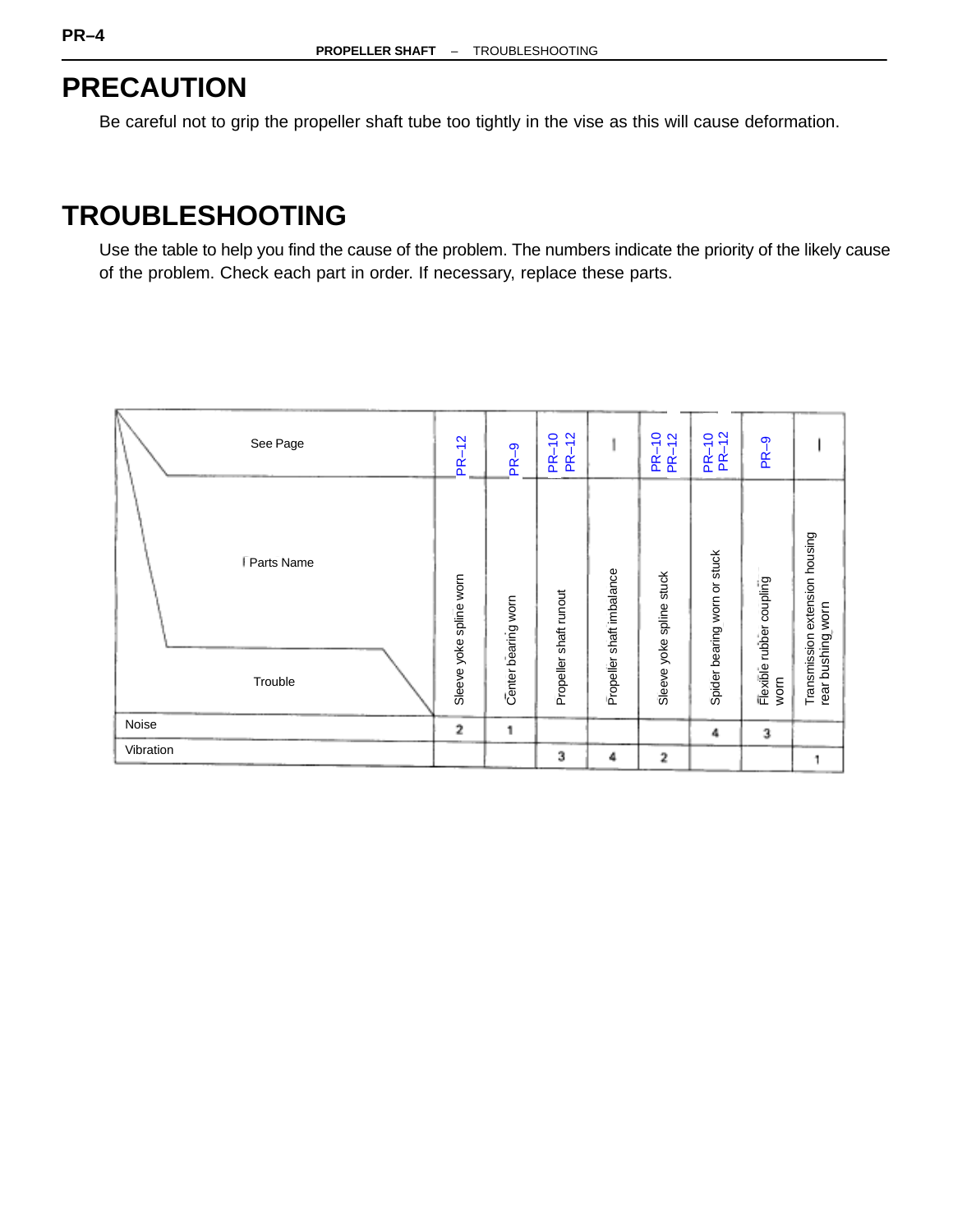# PRECAUTION

Be careful not to grip the propeller shaft tube too tightly in the vise as this will cause deformation.

# TROUBLESHOOTING

Use the table to help you find the cause of the problem. The numbers indicate the priority of the likely cause of the problem. Check each part in order. If necessary, replace these parts.

| See Page | PR–12 | PR–9 | PR–10 PR–12 | – | PR–10 PR–12 | PR–10 PR–12 | PR–9 | – |
|---|---|---|---|---|---|---|---|---|
| Parts Name / Trouble | Sleeve yoke spline worn | Center bearing worn | Propeller shaft runout | Propeller shaft imbalance | Sleeve yoke spline stuck | Spider bearing worn or stuck | Flexible rubber coupling worn | Transmission extension housing rear bushing worn |
| Noise | 2 | 1 | | | | 4 | 3 | |
| Vibration | | | 3 | 4 | 2 | | | 1 |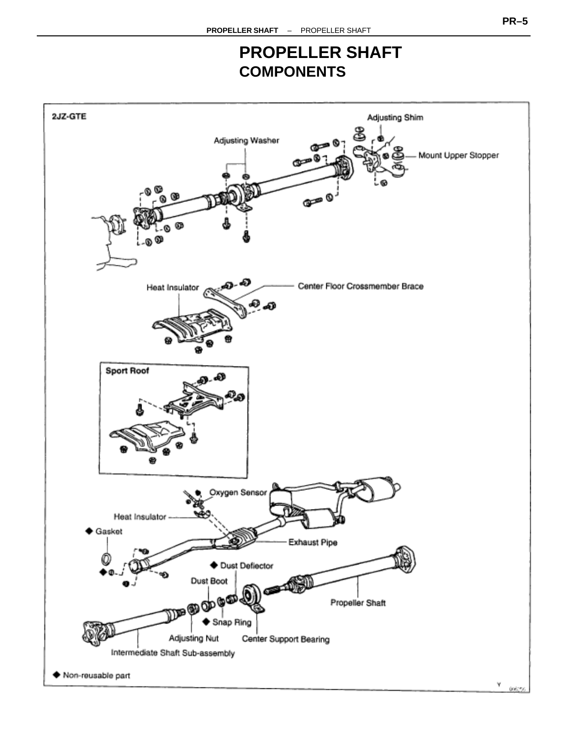# PROPELLER SHAFT

## COMPONENTS

2JZ-GTE

Adjusting Shim

Adjusting Washer

Mount Upper Stopper

Heat Insulator

Center Floor Crossmember Brace

Sport Roof

Oxygen Sensor

Heat Insulator

◆ Gasket

Exhaust Pipe

◆ Dust Deflector

Dust Boot

Propeller Shaft

◆ Snap Ring

Adjusting Nut

Center Support Bearing

Intermediate Shaft Sub-assembly

◆ Non-reusable part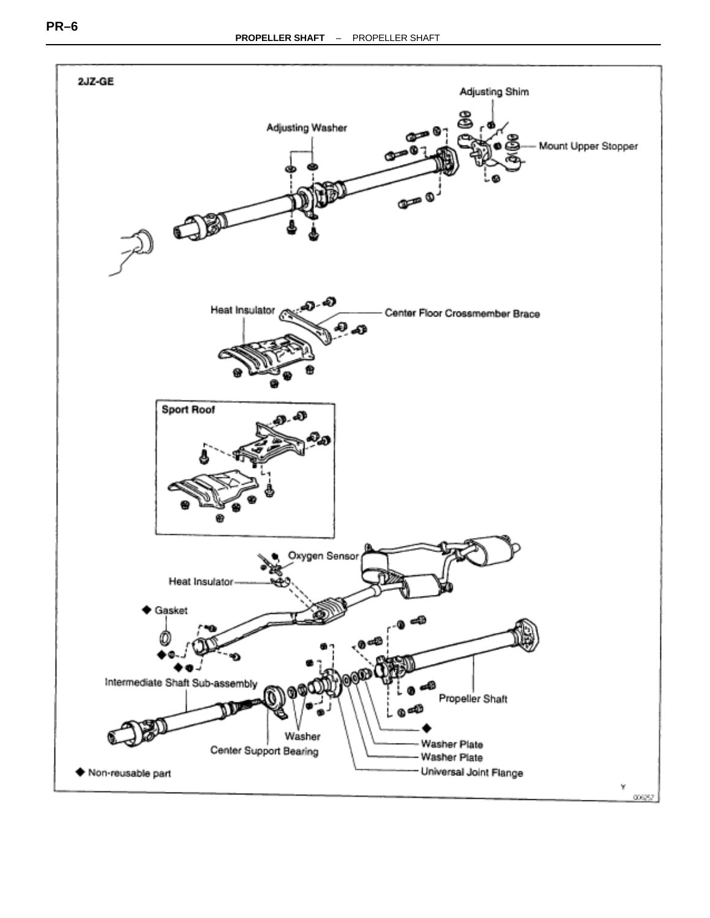2JZ-GE

Adjusting Shim

Adjusting Washer

Mount Upper Stopper

Heat Insulator

Center Floor Crossmember Brace

Sport Roof

Oxygen Sensor

Heat Insulator

◆ Gasket

Intermediate Shaft Sub-assembly

Propeller Shaft

◆

Washer

Washer Plate

Center Support Bearing

Washer Plate

Universal Joint Flange

◆ Non-reusable part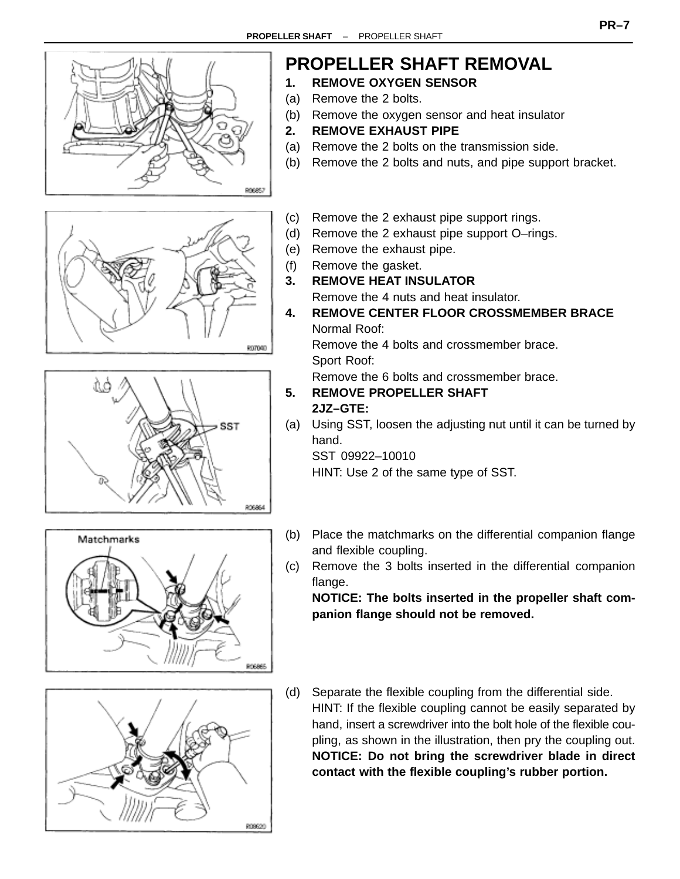# PROPELLER SHAFT REMOVAL

**1. REMOVE OXYGEN SENSOR**

(a) Remove the 2 bolts.

(b) Remove the oxygen sensor and heat insulator

**2. REMOVE EXHAUST PIPE**

(a) Remove the 2 bolts on the transmission side.

(b) Remove the 2 bolts and nuts, and pipe support bracket.

(c) Remove the 2 exhaust pipe support rings.

(d) Remove the 2 exhaust pipe support O–rings.

(e) Remove the exhaust pipe.

(f) Remove the gasket.

**3. REMOVE HEAT INSULATOR**

Remove the 4 nuts and heat insulator.

**4. REMOVE CENTER FLOOR CROSSMEMBER BRACE**

Normal Roof:

Remove the 4 bolts and crossmember brace.

Sport Roof:

Remove the 6 bolts and crossmember brace.

**5. REMOVE PROPELLER SHAFT**

**2JZ–GTE:**

(a) Using SST, loosen the adjusting nut until it can be turned by hand.

SST 09922–10010

HINT: Use 2 of the same type of SST.

(b) Place the matchmarks on the differential companion flange and flexible coupling.

(c) Remove the 3 bolts inserted in the differential companion flange.

**NOTICE: The bolts inserted in the propeller shaft companion flange should not be removed.**

(d) Separate the flexible coupling from the differential side.

HINT: If the flexible coupling cannot be easily separated by hand, insert a screwdriver into the bolt hole of the flexible coupling, as shown in the illustration, then pry the coupling out.

**NOTICE: Do not bring the screwdriver blade in direct contact with the flexible coupling's rubber portion.**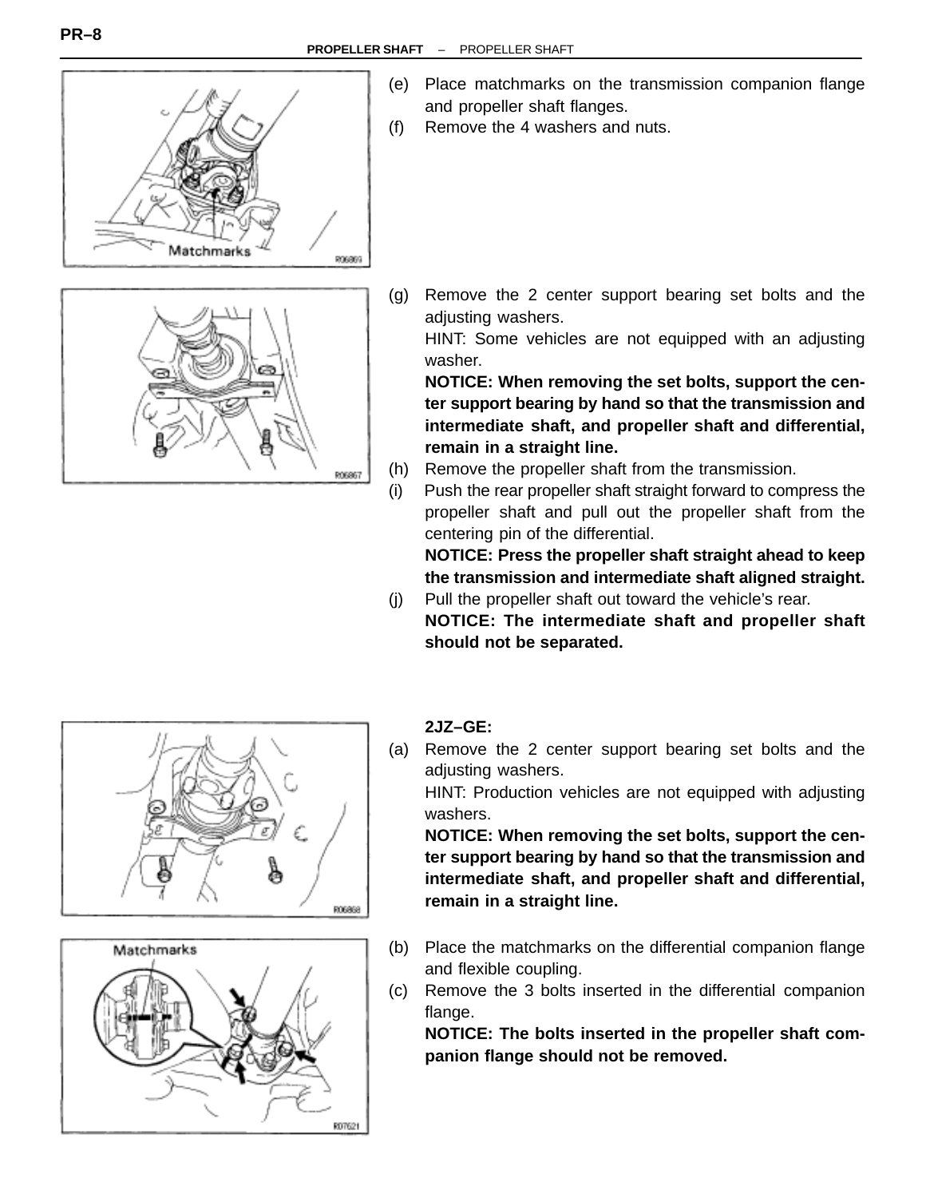(e) Place matchmarks on the transmission companion flange and propeller shaft flanges.

(f) Remove the 4 washers and nuts.

(g) Remove the 2 center support bearing set bolts and the adjusting washers.

HINT: Some vehicles are not equipped with an adjusting washer.

**NOTICE: When removing the set bolts, support the center support bearing by hand so that the transmission and intermediate shaft, and propeller shaft and differential, remain in a straight line.**

(h) Remove the propeller shaft from the transmission.

(i) Push the rear propeller shaft straight forward to compress the propeller shaft and pull out the propeller shaft from the centering pin of the differential.

**NOTICE: Press the propeller shaft straight ahead to keep the transmission and intermediate shaft aligned straight.**

(j) Pull the propeller shaft out toward the vehicle's rear.

**NOTICE: The intermediate shaft and propeller shaft should not be separated.**

**2JZ–GE:**

(a) Remove the 2 center support bearing set bolts and the adjusting washers.

HINT: Production vehicles are not equipped with adjusting washers.

**NOTICE: When removing the set bolts, support the center support bearing by hand so that the transmission and intermediate shaft, and propeller shaft and differential, remain in a straight line.**

(b) Place the matchmarks on the differential companion flange and flexible coupling.

(c) Remove the 3 bolts inserted in the differential companion flange.

**NOTICE: The bolts inserted in the propeller shaft companion flange should not be removed.**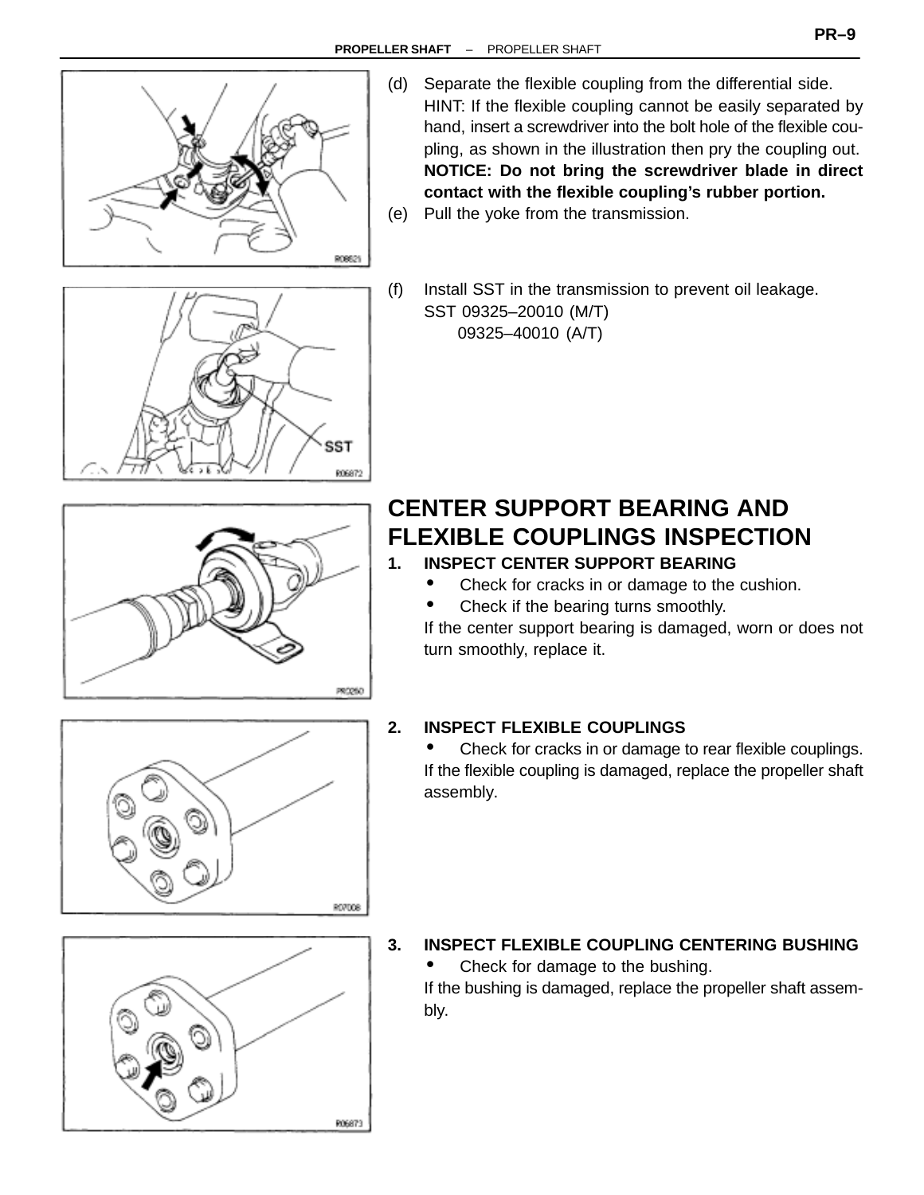(d) Separate the flexible coupling from the differential side.

HINT: If the flexible coupling cannot be easily separated by hand, insert a screwdriver into the bolt hole of the flexible coupling, as shown in the illustration then pry the coupling out.

**NOTICE: Do not bring the screwdriver blade in direct contact with the flexible coupling's rubber portion.**

(e) Pull the yoke from the transmission.

(f) Install SST in the transmission to prevent oil leakage.

SST 09325–20010 (M/T)
09325–40010 (A/T)

## CENTER SUPPORT BEARING AND FLEXIBLE COUPLINGS INSPECTION

**1. INSPECT CENTER SUPPORT BEARING**

- Check for cracks in or damage to the cushion.
- Check if the bearing turns smoothly.

If the center support bearing is damaged, worn or does not turn smoothly, replace it.

**2. INSPECT FLEXIBLE COUPLINGS**

- Check for cracks in or damage to rear flexible couplings.

If the flexible coupling is damaged, replace the propeller shaft assembly.

**3. INSPECT FLEXIBLE COUPLING CENTERING BUSHING**

- Check for damage to the bushing.

If the bushing is damaged, replace the propeller shaft assembly.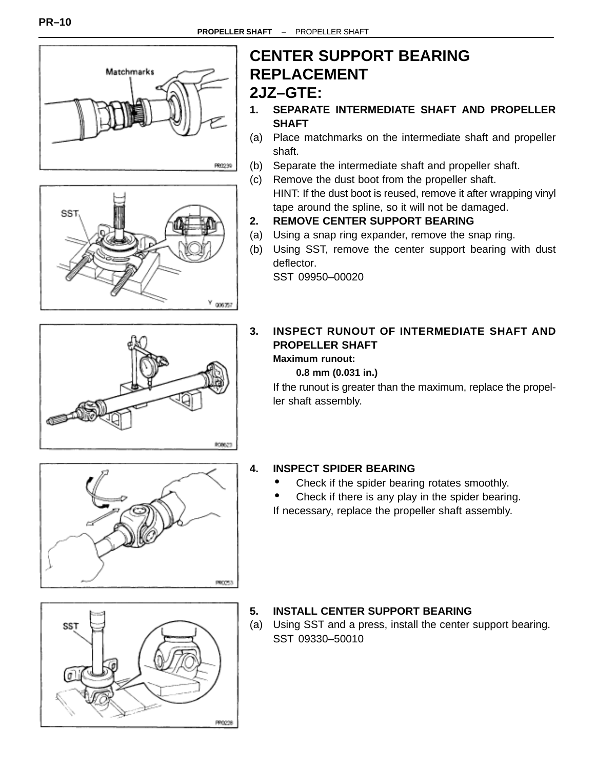# CENTER SUPPORT BEARING REPLACEMENT

## 2JZ–GTE:

**1. SEPARATE INTERMEDIATE SHAFT AND PROPELLER SHAFT**

(a) Place matchmarks on the intermediate shaft and propeller shaft.

(b) Separate the intermediate shaft and propeller shaft.

(c) Remove the dust boot from the propeller shaft.

HINT: If the dust boot is reused, remove it after wrapping vinyl tape around the spline, so it will not be damaged.

**2. REMOVE CENTER SUPPORT BEARING**

(a) Using a snap ring expander, remove the snap ring.

(b) Using SST, remove the center support bearing with dust deflector.

SST 09950–00020

**3. INSPECT RUNOUT OF INTERMEDIATE SHAFT AND PROPELLER SHAFT**

**Maximum runout:**

**0.8 mm (0.031 in.)**

If the runout is greater than the maximum, replace the propeller shaft assembly.

**4. INSPECT SPIDER BEARING**

- Check if the spider bearing rotates smoothly.
- Check if there is any play in the spider bearing.

If necessary, replace the propeller shaft assembly.

**5. INSTALL CENTER SUPPORT BEARING**

(a) Using SST and a press, install the center support bearing.

SST 09330–50010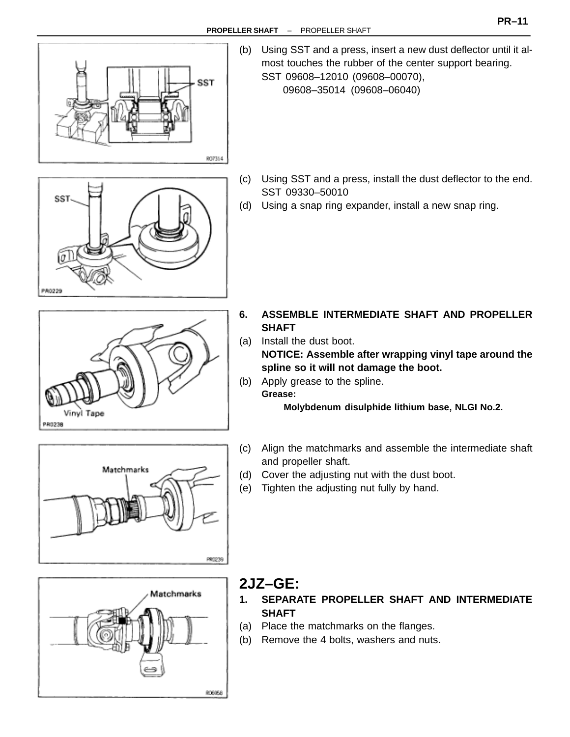(b) Using SST and a press, insert a new dust deflector until it almost touches the rubber of the center support bearing.
SST 09608–12010 (09608–00070),
09608–35014 (09608–06040)

(c) Using SST and a press, install the dust deflector to the end.
SST 09330–50010

(d) Using a snap ring expander, install a new snap ring.

**6. ASSEMBLE INTERMEDIATE SHAFT AND PROPELLER SHAFT**

(a) Install the dust boot.
**NOTICE: Assemble after wrapping vinyl tape around the spline so it will not damage the boot.**

(b) Apply grease to the spline.
**Grease:**
**Molybdenum disulphide lithium base, NLGI No.2.**

(c) Align the matchmarks and assemble the intermediate shaft and propeller shaft.

(d) Cover the adjusting nut with the dust boot.

(e) Tighten the adjusting nut fully by hand.

## 2JZ–GE:

**1. SEPARATE PROPELLER SHAFT AND INTERMEDIATE SHAFT**

(a) Place the matchmarks on the flanges.

(b) Remove the 4 bolts, washers and nuts.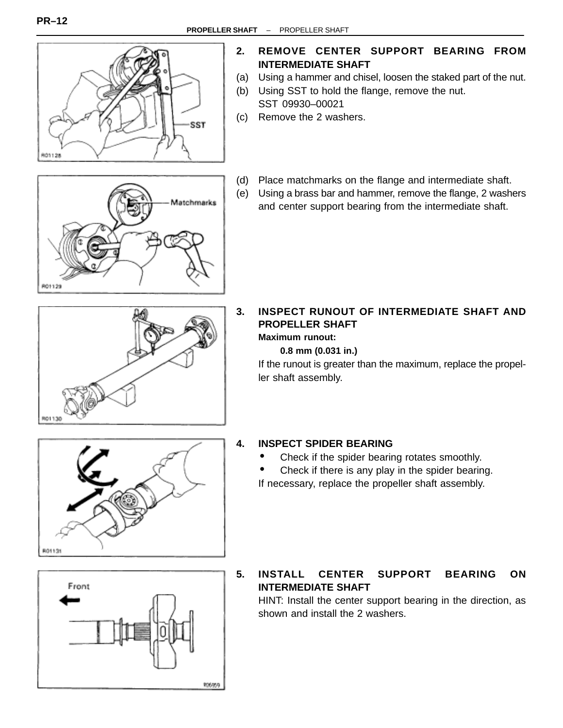**2. REMOVE CENTER SUPPORT BEARING FROM INTERMEDIATE SHAFT**

(a) Using a hammer and chisel, loosen the staked part of the nut.

(b) Using SST to hold the flange, remove the nut.
SST 09930–00021

(c) Remove the 2 washers.

(d) Place matchmarks on the flange and intermediate shaft.

(e) Using a brass bar and hammer, remove the flange, 2 washers and center support bearing from the intermediate shaft.

**3. INSPECT RUNOUT OF INTERMEDIATE SHAFT AND PROPELLER SHAFT**

**Maximum runout:**

**0.8 mm (0.031 in.)**

If the runout is greater than the maximum, replace the propeller shaft assembly.

**4. INSPECT SPIDER BEARING**

- Check if the spider bearing rotates smoothly.
- Check if there is any play in the spider bearing.

If necessary, replace the propeller shaft assembly.

**5. INSTALL CENTER SUPPORT BEARING ON INTERMEDIATE SHAFT**

HINT: Install the center support bearing in the direction, as shown and install the 2 washers.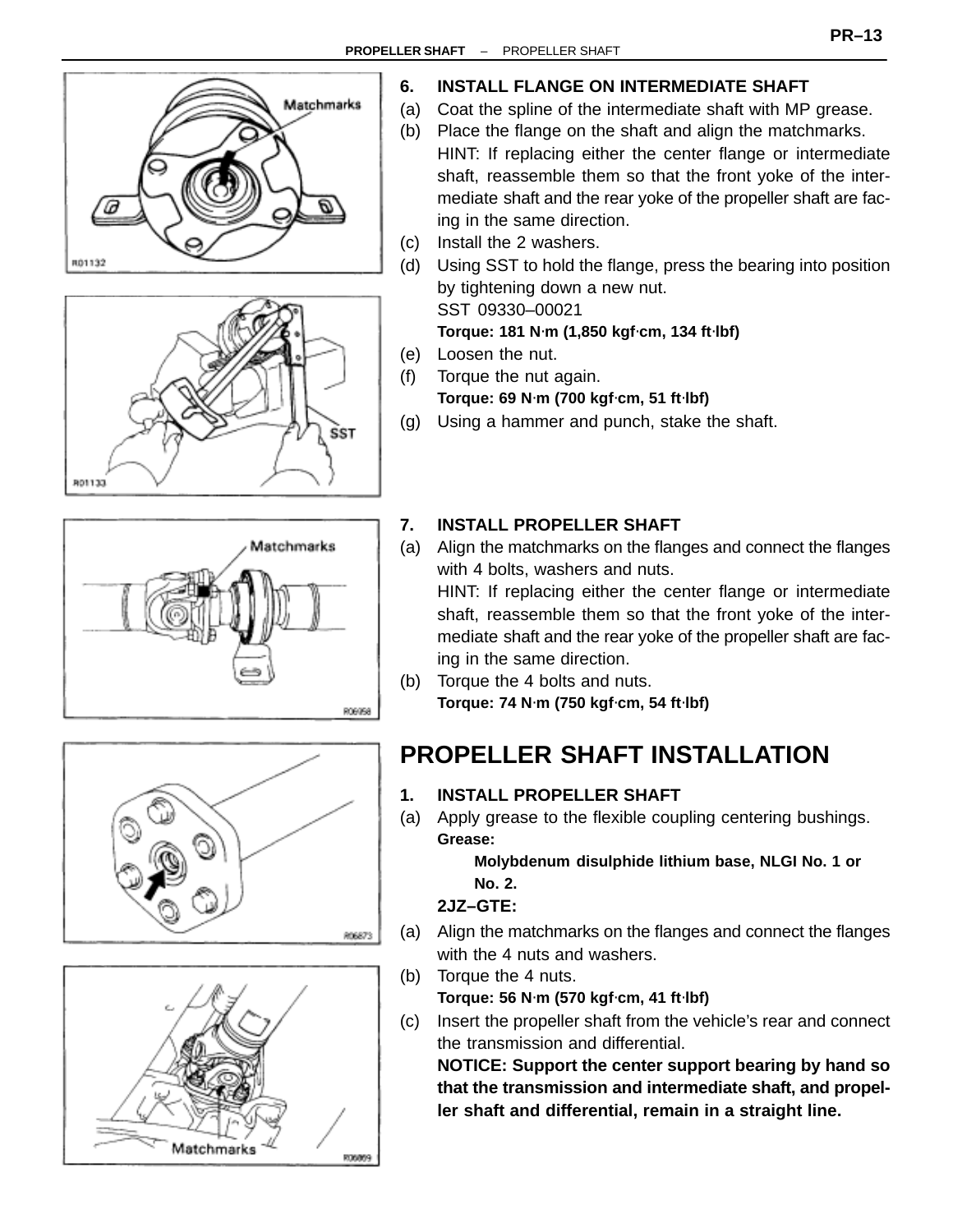6. **INSTALL FLANGE ON INTERMEDIATE SHAFT**

(a) Coat the spline of the intermediate shaft with MP grease.

(b) Place the flange on the shaft and align the matchmarks.
HINT: If replacing either the center flange or intermediate shaft, reassemble them so that the front yoke of the intermediate shaft and the rear yoke of the propeller shaft are facing in the same direction.

(c) Install the 2 washers.

(d) Using SST to hold the flange, press the bearing into position by tightening down a new nut.
SST 09330–00021
**Torque: 181 N·m (1,850 kgf·cm, 134 ft·lbf)**

(e) Loosen the nut.

(f) Torque the nut again.
**Torque: 69 N·m (700 kgf·cm, 51 ft·lbf)**

(g) Using a hammer and punch, stake the shaft.

7. **INSTALL PROPELLER SHAFT**

(a) Align the matchmarks on the flanges and connect the flanges with 4 bolts, washers and nuts.
HINT: If replacing either the center flange or intermediate shaft, reassemble them so that the front yoke of the intermediate shaft and the rear yoke of the propeller shaft are facing in the same direction.

(b) Torque the 4 bolts and nuts.
**Torque: 74 N·m (750 kgf·cm, 54 ft·lbf)**

# PROPELLER SHAFT INSTALLATION

1. **INSTALL PROPELLER SHAFT**

(a) Apply grease to the flexible coupling centering bushings.
**Grease:**
**Molybdenum disulphide lithium base, NLGI No. 1 or No. 2.**

**2JZ–GTE:**

(a) Align the matchmarks on the flanges and connect the flanges with the 4 nuts and washers.

(b) Torque the 4 nuts.
**Torque: 56 N·m (570 kgf·cm, 41 ft·lbf)**

(c) Insert the propeller shaft from the vehicle's rear and connect the transmission and differential.
**NOTICE: Support the center support bearing by hand so that the transmission and intermediate shaft, and propeller shaft and differential, remain in a straight line.**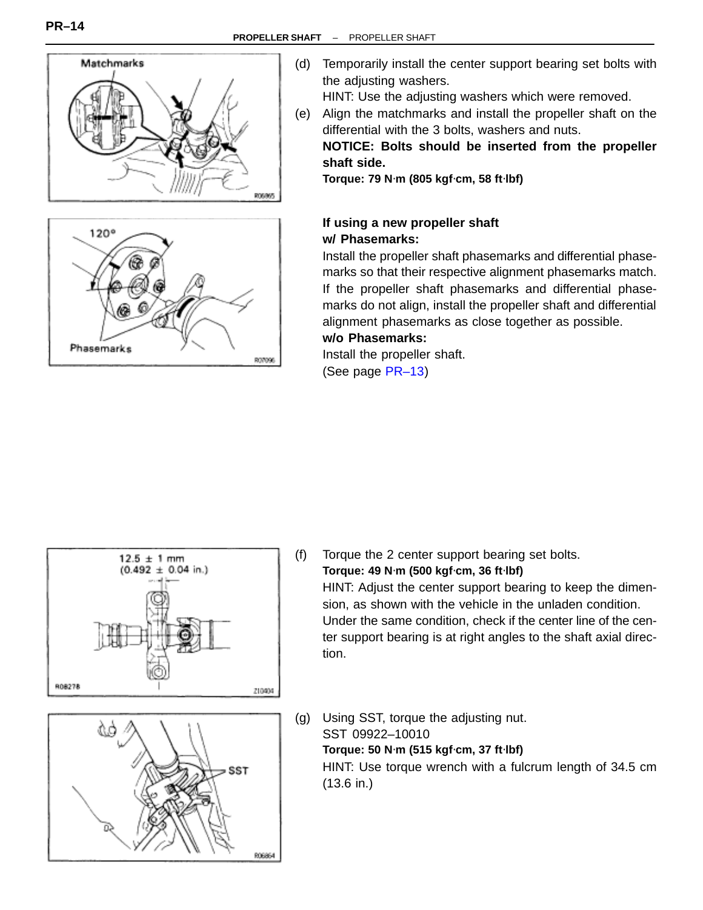(d) Temporarily install the center support bearing set bolts with the adjusting washers.
HINT: Use the adjusting washers which were removed.

(e) Align the matchmarks and install the propeller shaft on the differential with the 3 bolts, washers and nuts.
**NOTICE: Bolts should be inserted from the propeller shaft side.**
**Torque: 79 N·m (805 kgf·cm, 58 ft·lbf)**

**If using a new propeller shaft**
**w/ Phasemarks:**
Install the propeller shaft phasemarks and differential phasemarks so that their respective alignment phasemarks match.
If the propeller shaft phasemarks and differential phasemarks do not align, install the propeller shaft and differential alignment phasemarks as close together as possible.
**w/o Phasemarks:**
Install the propeller shaft.
(See page PR–13)

(f) Torque the 2 center support bearing set bolts.
**Torque: 49 N·m (500 kgf·cm, 36 ft·lbf)**
HINT: Adjust the center support bearing to keep the dimension, as shown with the vehicle in the unladen condition.
Under the same condition, check if the center line of the center support bearing is at right angles to the shaft axial direction.

(g) Using SST, torque the adjusting nut.
SST 09922–10010
**Torque: 50 N·m (515 kgf·cm, 37 ft·lbf)**
HINT: Use torque wrench with a fulcrum length of 34.5 cm (13.6 in.)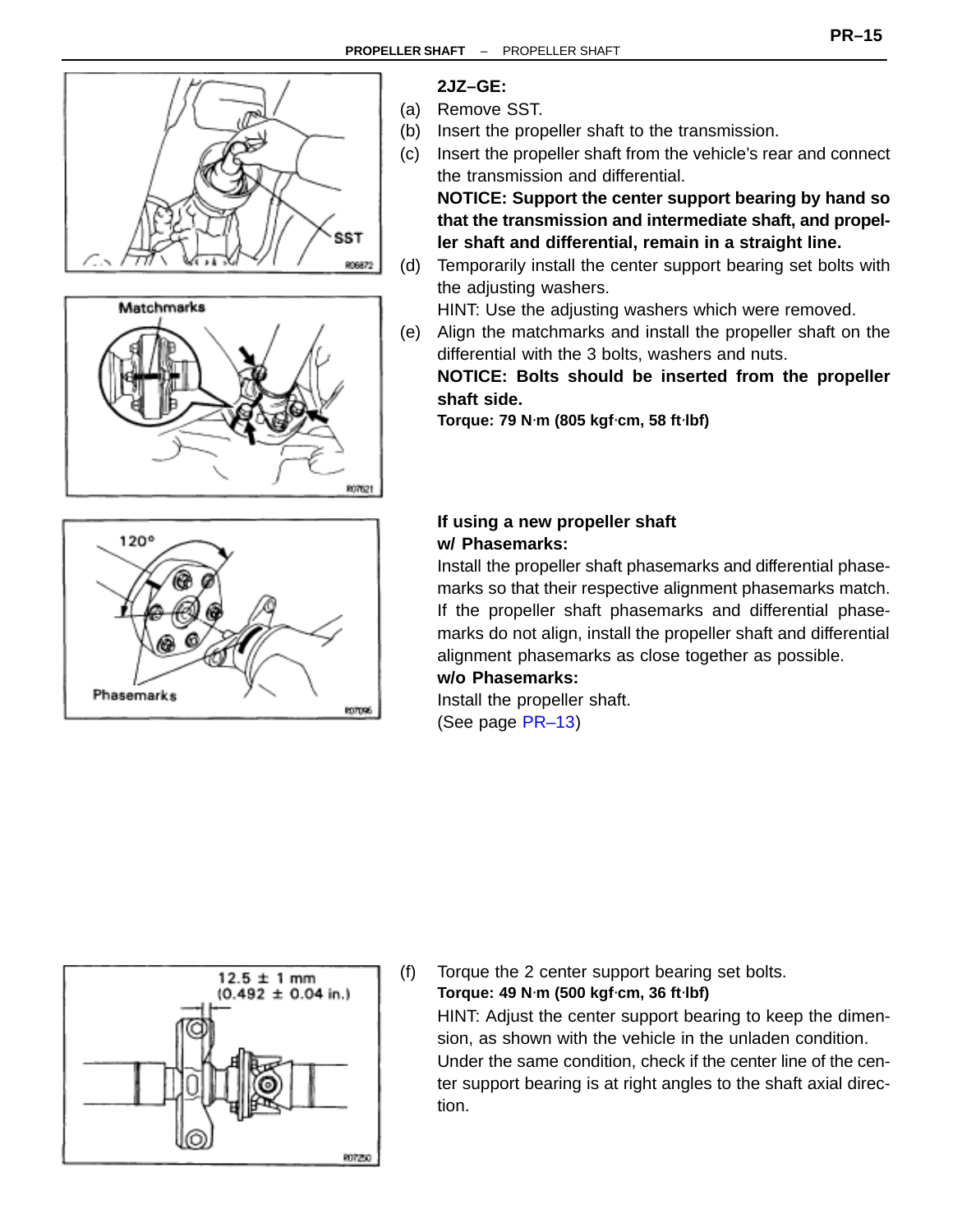**2JZ–GE:**

(a) Remove SST.

(b) Insert the propeller shaft to the transmission.

(c) Insert the propeller shaft from the vehicle's rear and connect the transmission and differential.

**NOTICE: Support the center support bearing by hand so that the transmission and intermediate shaft, and propeller shaft and differential, remain in a straight line.**

(d) Temporarily install the center support bearing set bolts with the adjusting washers.

HINT: Use the adjusting washers which were removed.

(e) Align the matchmarks and install the propeller shaft on the differential with the 3 bolts, washers and nuts.

**NOTICE: Bolts should be inserted from the propeller shaft side.**

**Torque: 79 N·m (805 kgf·cm, 58 ft·lbf)**

**If using a new propeller shaft**

**w/ Phasemarks:**

Install the propeller shaft phasemarks and differential phasemarks so that their respective alignment phasemarks match. If the propeller shaft phasemarks and differential phasemarks do not align, install the propeller shaft and differential alignment phasemarks as close together as possible.

**w/o Phasemarks:**

Install the propeller shaft.

(See page PR–13)

(f) Torque the 2 center support bearing set bolts.

**Torque: 49 N·m (500 kgf·cm, 36 ft·lbf)**

HINT: Adjust the center support bearing to keep the dimension, as shown with the vehicle in the unladen condition. Under the same condition, check if the center line of the center support bearing is at right angles to the shaft axial direction.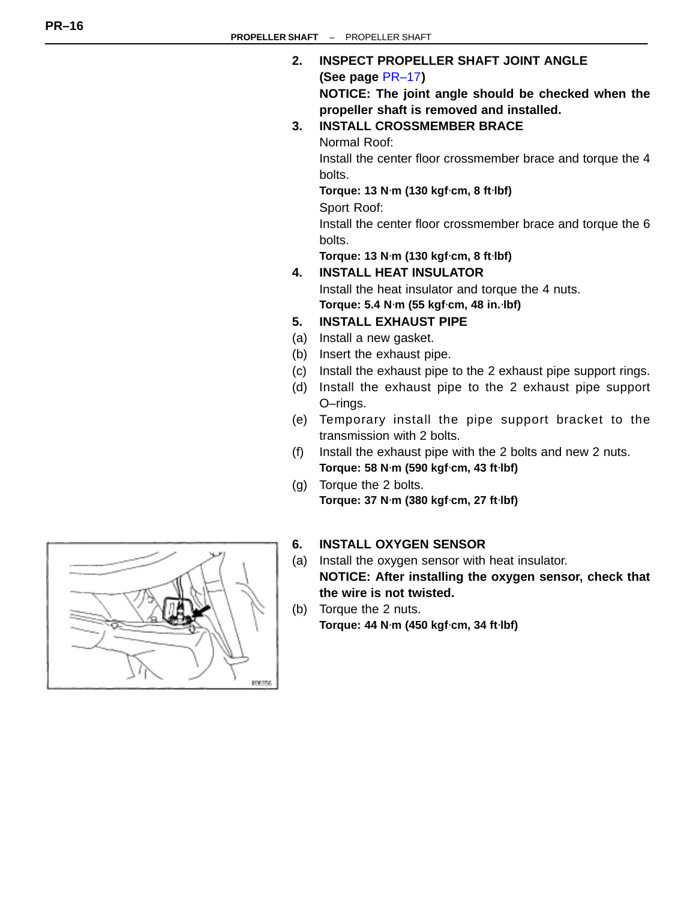## 2. INSPECT PROPELLER SHAFT JOINT ANGLE

**(See page PR–17)**

**NOTICE: The joint angle should be checked when the propeller shaft is removed and installed.**

## 3. INSTALL CROSSMEMBER BRACE

Normal Roof:

Install the center floor crossmember brace and torque the 4 bolts.

**Torque: 13 N·m (130 kgf·cm, 8 ft·lbf)**

Sport Roof:

Install the center floor crossmember brace and torque the 6 bolts.

**Torque: 13 N·m (130 kgf·cm, 8 ft·lbf)**

## 4. INSTALL HEAT INSULATOR

Install the heat insulator and torque the 4 nuts.

**Torque: 5.4 N·m (55 kgf·cm, 48 in.·lbf)**

## 5. INSTALL EXHAUST PIPE

(a) Install a new gasket.

(b) Insert the exhaust pipe.

(c) Install the exhaust pipe to the 2 exhaust pipe support rings.

(d) Install the exhaust pipe to the 2 exhaust pipe support O–rings.

(e) Temporary install the pipe support bracket to the transmission with 2 bolts.

(f) Install the exhaust pipe with the 2 bolts and new 2 nuts.

**Torque: 58 N·m (590 kgf·cm, 43 ft·lbf)**

(g) Torque the 2 bolts.

**Torque: 37 N·m (380 kgf·cm, 27 ft·lbf)**

## 6. INSTALL OXYGEN SENSOR

(a) Install the oxygen sensor with heat insulator.

**NOTICE: After installing the oxygen sensor, check that the wire is not twisted.**

(b) Torque the 2 nuts.

**Torque: 44 N·m (450 kgf·cm, 34 ft·lbf)**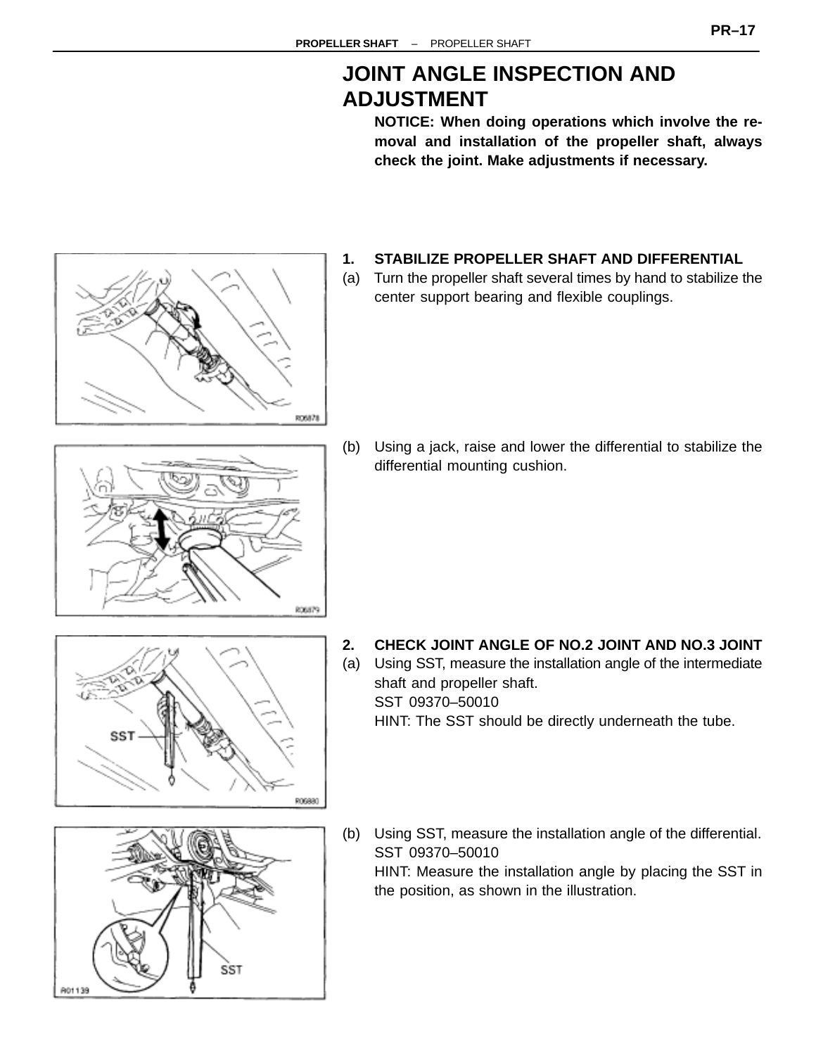# JOINT ANGLE INSPECTION AND ADJUSTMENT

**NOTICE: When doing operations which involve the removal and installation of the propeller shaft, always check the joint. Make adjustments if necessary.**

**1. STABILIZE PROPELLER SHAFT AND DIFFERENTIAL**

(a) Turn the propeller shaft several times by hand to stabilize the center support bearing and flexible couplings.

(b) Using a jack, raise and lower the differential to stabilize the differential mounting cushion.

**2. CHECK JOINT ANGLE OF NO.2 JOINT AND NO.3 JOINT**

(a) Using SST, measure the installation angle of the intermediate shaft and propeller shaft.
SST 09370–50010
HINT: The SST should be directly underneath the tube.

(b) Using SST, measure the installation angle of the differential.
SST 09370–50010
HINT: Measure the installation angle by placing the SST in the position, as shown in the illustration.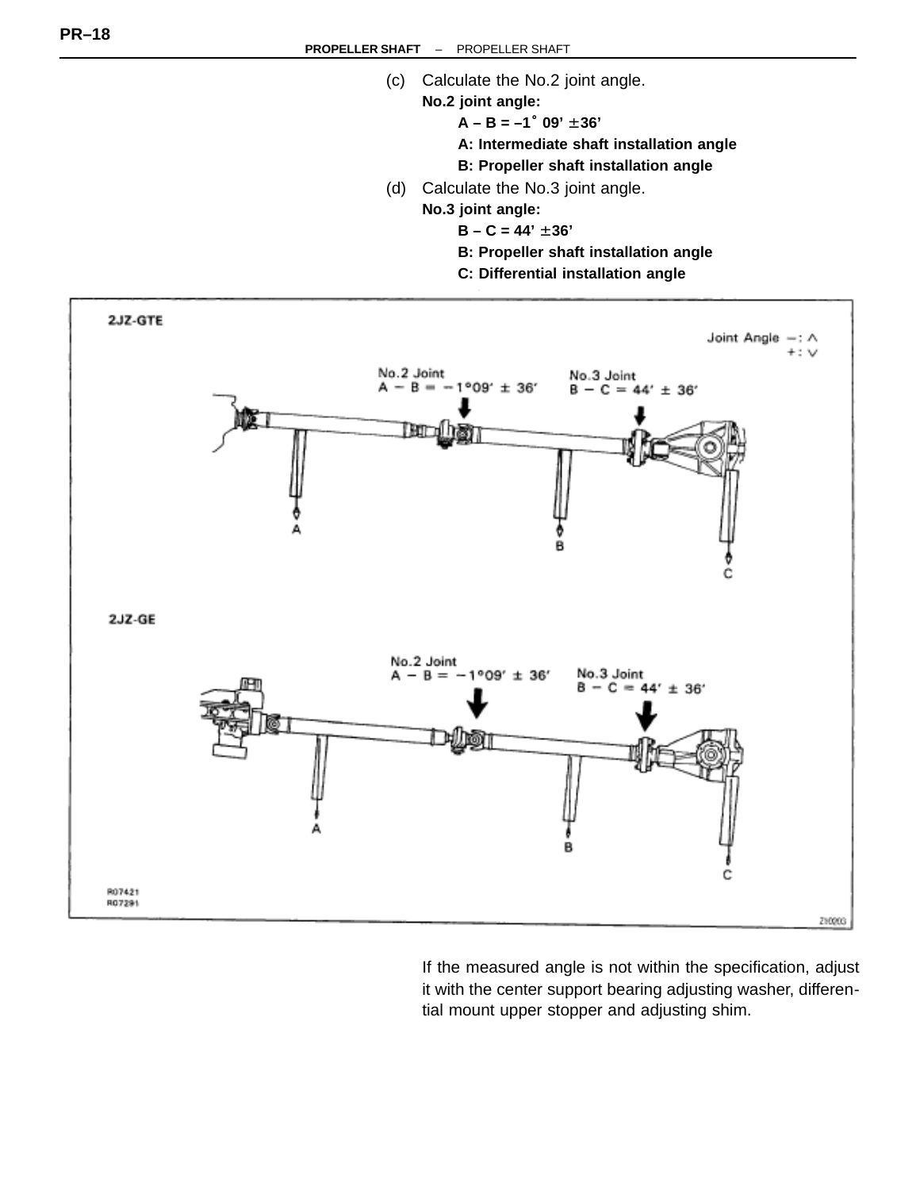(c) Calculate the No.2 joint angle.

**No.2 joint angle:**

**A – B = –1° 09' ±36'**

**A: Intermediate shaft installation angle**

**B: Propeller shaft installation angle**

(d) Calculate the No.3 joint angle.

**No.3 joint angle:**

**B – C = 44' ±36'**

**B: Propeller shaft installation angle**

**C: Differential installation angle**

If the measured angle is not within the specification, adjust it with the center support bearing adjusting washer, differential mount upper stopper and adjusting shim.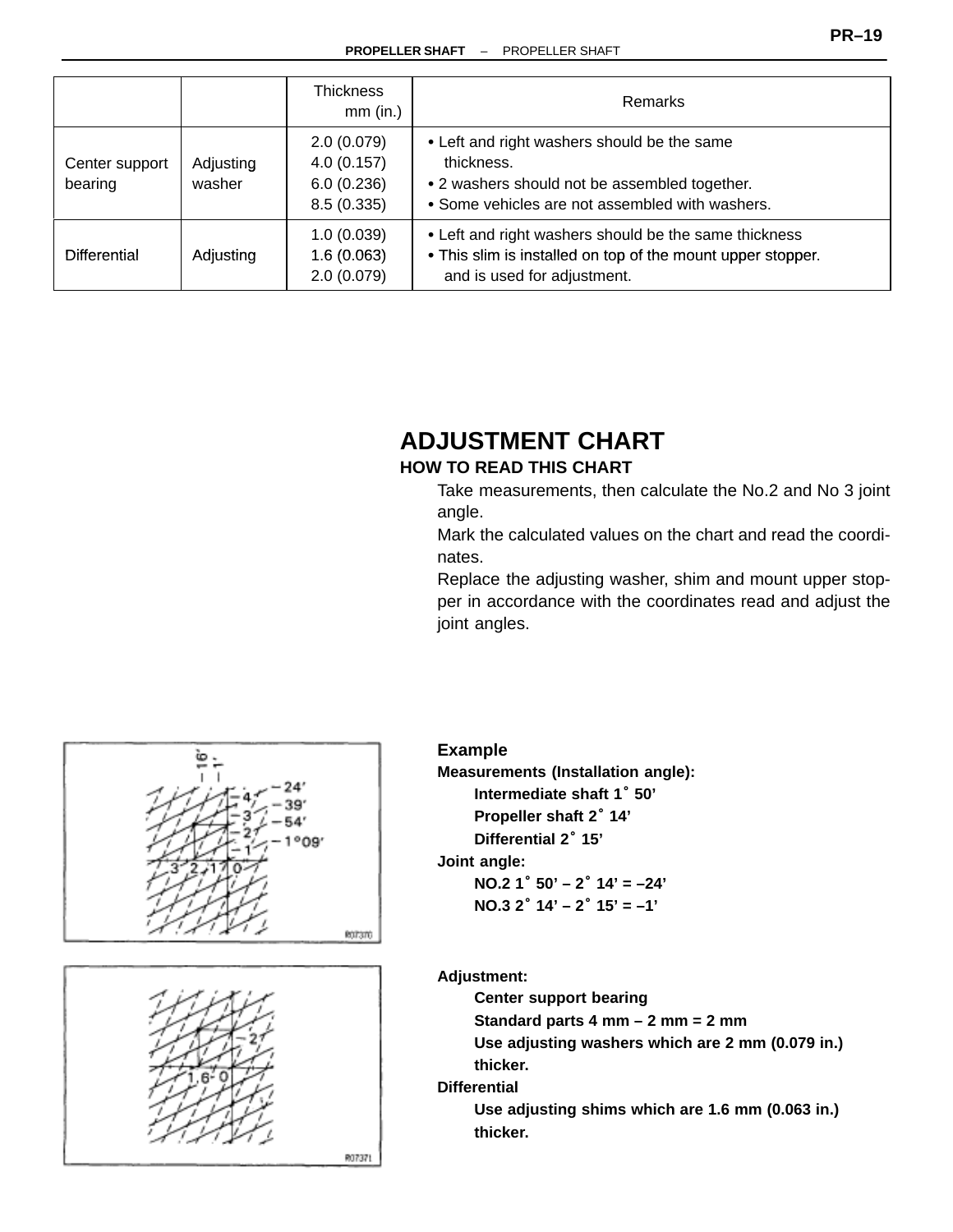|  |  | Thickness mm (in.) | Remarks |
|---|---|---|---|
| Center support bearing | Adjusting washer | 2.0 (0.079)<br>4.0 (0.157)<br>6.0 (0.236)<br>8.5 (0.335) | • Left and right washers should be the same thickness.<br>• 2 washers should not be assembled together.<br>• Some vehicles are not assembled with washers. |
| Differential | Adjusting | 1.0 (0.039)<br>1.6 (0.063)<br>2.0 (0.079) | • Left and right washers should be the same thickness<br>• This slim is installed on top of the mount upper stopper. and is used for adjustment. |

## ADJUSTMENT CHART

### HOW TO READ THIS CHART

Take measurements, then calculate the No.2 and No 3 joint angle.

Mark the calculated values on the chart and read the coordinates.

Replace the adjusting washer, shim and mount upper stopper in accordance with the coordinates read and adjust the joint angles.

**Example**

**Measurements (Installation angle):**

**Intermediate shaft 1° 50'**

**Propeller shaft 2° 14'**

**Differential 2° 15'**

**Joint angle:**

**NO.2 1° 50' – 2° 14' = –24'**

**NO.3 2° 14' – 2° 15' = –1'**

**Adjustment:**

**Center support bearing**

**Standard parts 4 mm – 2 mm = 2 mm**

**Use adjusting washers which are 2 mm (0.079 in.) thicker.**

**Differential**

**Use adjusting shims which are 1.6 mm (0.063 in.) thicker.**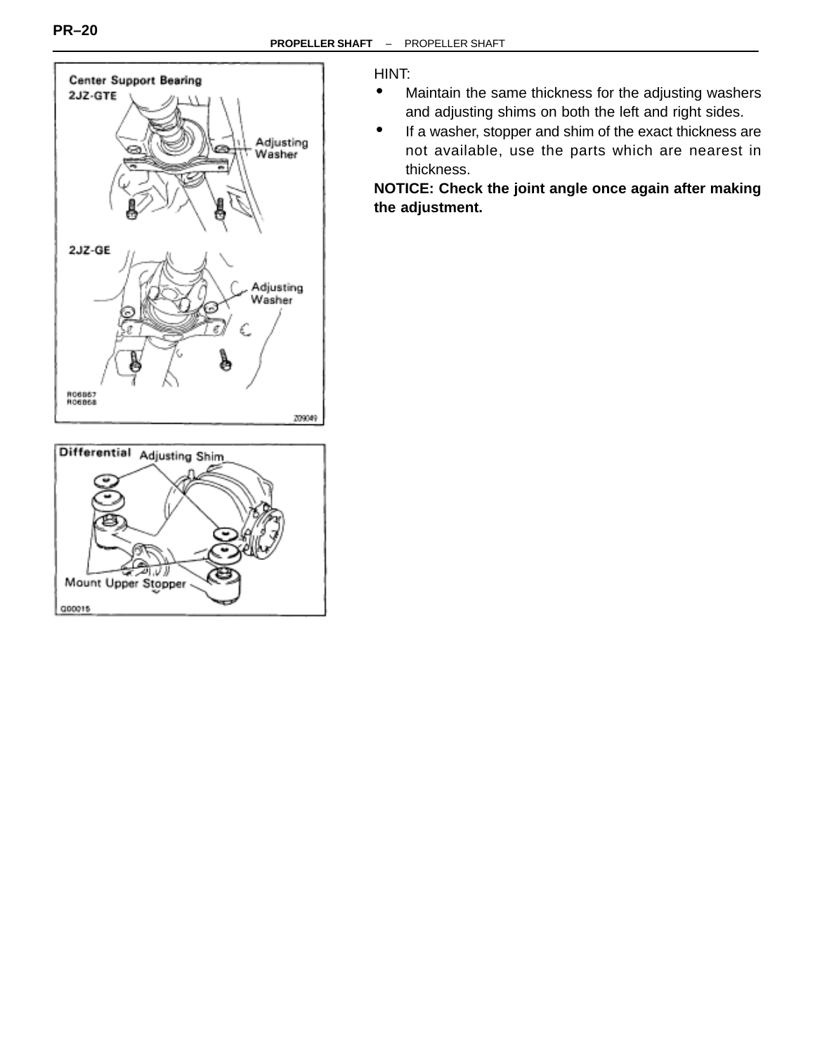HINT:

- Maintain the same thickness for the adjusting washers and adjusting shims on both the left and right sides.
- If a washer, stopper and shim of the exact thickness are not available, use the parts which are nearest in thickness.

**NOTICE: Check the joint angle once again after making the adjustment.**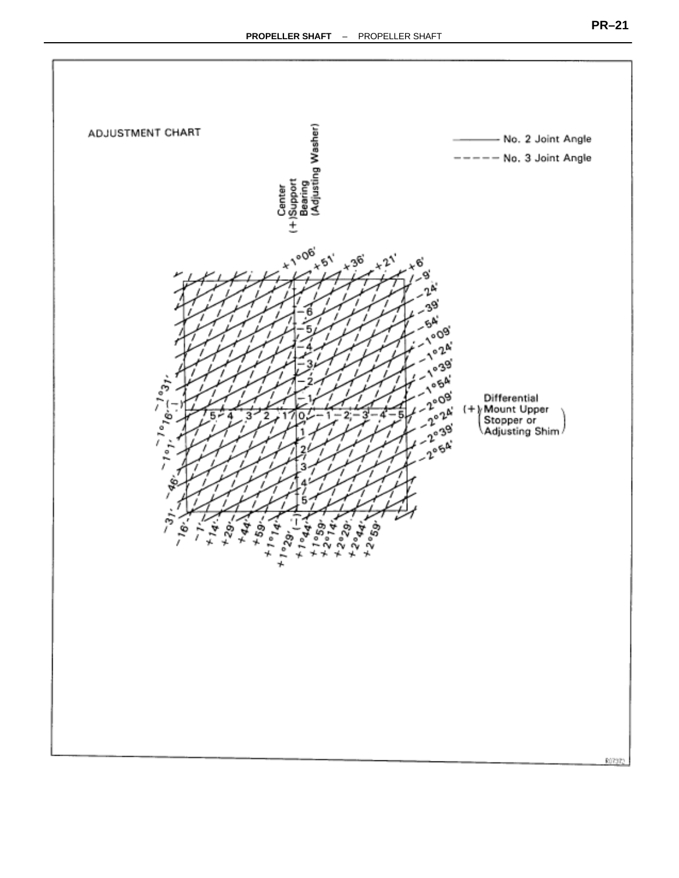ADJUSTMENT CHART

——— No. 2 Joint Angle

– – – – No. 3 Joint Angle

(+) Center Support Bearing (Adjusting Washer)

(+) Differential Mount Upper Stopper or Adjusting Shim

+1°06', +51', +36', +21', +6', –9', –24', –39', –54', –1°09', –1°24', –1°39', –1°54', –2°09', –2°24', –2°39', –2°54'

–1°31', –1°16', –1°01', –46', –31', –16', –1', +14', +29', +44', +59', +1°14', +1°29', +1°44', +1°59', +2°14', +2°29', +2°44', +2°59'

R07372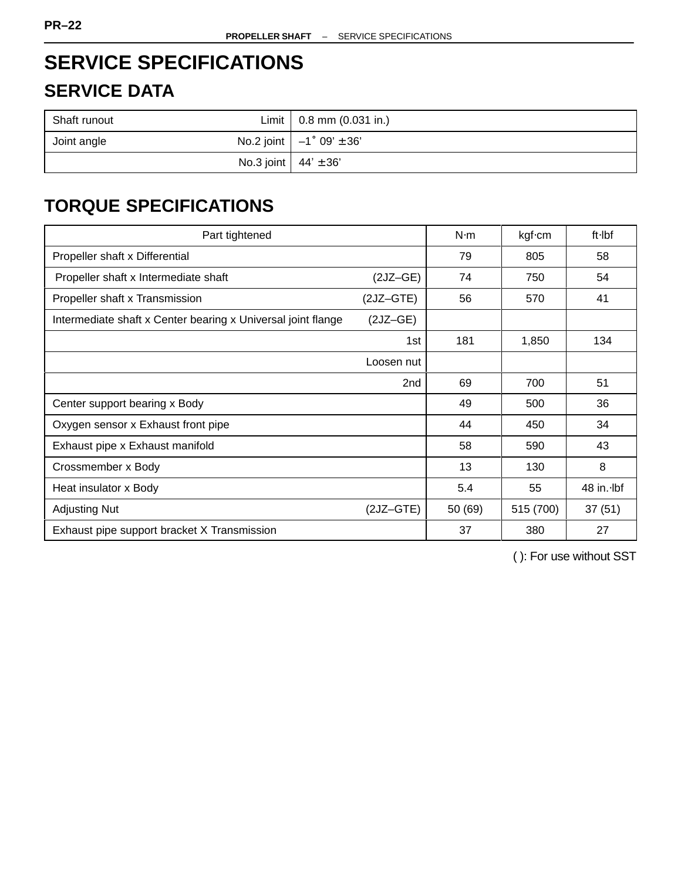# SERVICE SPECIFICATIONS

## SERVICE DATA

| | | |
|---|---|---|
| Shaft runout | Limit | 0.8 mm (0.031 in.) |
| Joint angle | No.2 joint | –1° 09' ±36' |
| | No.3 joint | 44' ±36' |

## TORQUE SPECIFICATIONS

| Part tightened | | N·m | kgf·cm | ft·lbf |
|---|---|---|---|---|
| Propeller shaft x Differential | | 79 | 805 | 58 |
| Propeller shaft x Intermediate shaft | (2JZ–GE) | 74 | 750 | 54 |
| Propeller shaft x Transmission | (2JZ–GTE) | 56 | 570 | 41 |
| Intermediate shaft x Center bearing x Universal joint flange | (2JZ–GE) | | | |
| | 1st | 181 | 1,850 | 134 |
| | Loosen nut | | | |
| | 2nd | 69 | 700 | 51 |
| Center support bearing x Body | | 49 | 500 | 36 |
| Oxygen sensor x Exhaust front pipe | | 44 | 450 | 34 |
| Exhaust pipe x Exhaust manifold | | 58 | 590 | 43 |
| Crossmember x Body | | 13 | 130 | 8 |
| Heat insulator x Body | | 5.4 | 55 | 48 in.·lbf |
| Adjusting Nut | (2JZ–GTE) | 50 (69) | 515 (700) | 37 (51) |
| Exhaust pipe support bracket X Transmission | | 37 | 380 | 27 |

( ): For use without SST